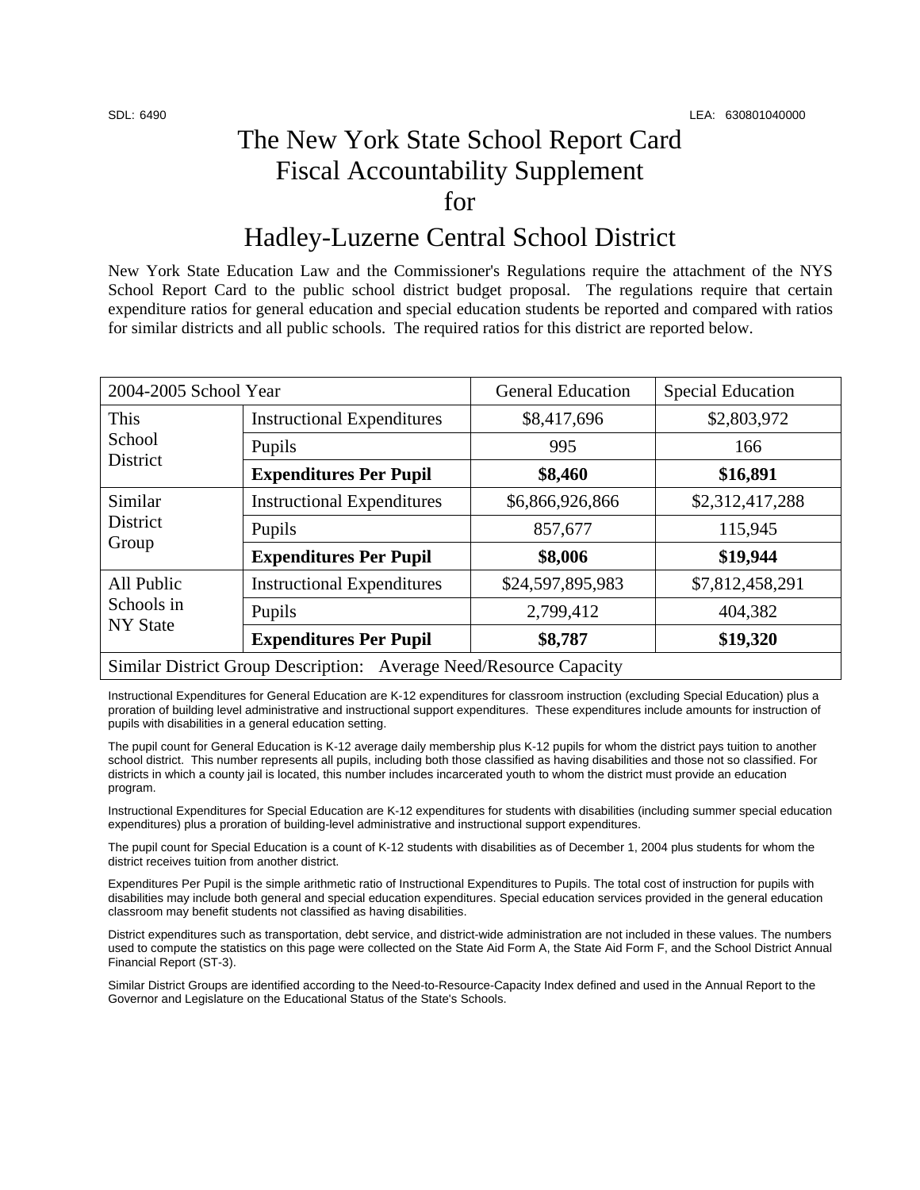SDL: 6490 LEA: 630801040000

# The New York State School Report Card Fiscal Accountability Supplement for

# Hadley-Luzerne Central School District

New York State Education Law and the Commissioner's Regulations require the attachment of the NYS School Report Card to the public school district budget proposal. The regulations require that certain expenditure ratios for general education and special education students be reported and compared with ratios for similar districts and all public schools. The required ratios for this district are reported below.

| 2004-2005 School Year | | General Education | Special Education |
|---|---|---|---|
| This School District | Instructional Expenditures | $8,417,696 | $2,803,972 |
| | Pupils | 995 | 166 |
| | **Expenditures Per Pupil** | **$8,460** | **$16,891** |
| Similar District Group | Instructional Expenditures | $6,866,926,866 | $2,312,417,288 |
| | Pupils | 857,677 | 115,945 |
| | **Expenditures Per Pupil** | **$8,006** | **$19,944** |
| All Public Schools in NY State | Instructional Expenditures | $24,597,895,983 | $7,812,458,291 |
| | Pupils | 2,799,412 | 404,382 |
| | **Expenditures Per Pupil** | **$8,787** | **$19,320** |
| Similar District Group Description: Average Need/Resource Capacity | | | |

Instructional Expenditures for General Education are K-12 expenditures for classroom instruction (excluding Special Education) plus a proration of building level administrative and instructional support expenditures. These expenditures include amounts for instruction of pupils with disabilities in a general education setting.

The pupil count for General Education is K-12 average daily membership plus K-12 pupils for whom the district pays tuition to another school district. This number represents all pupils, including both those classified as having disabilities and those not so classified. For districts in which a county jail is located, this number includes incarcerated youth to whom the district must provide an education program.

Instructional Expenditures for Special Education are K-12 expenditures for students with disabilities (including summer special education expenditures) plus a proration of building-level administrative and instructional support expenditures.

The pupil count for Special Education is a count of K-12 students with disabilities as of December 1, 2004 plus students for whom the district receives tuition from another district.

Expenditures Per Pupil is the simple arithmetic ratio of Instructional Expenditures to Pupils. The total cost of instruction for pupils with disabilities may include both general and special education expenditures. Special education services provided in the general education classroom may benefit students not classified as having disabilities.

District expenditures such as transportation, debt service, and district-wide administration are not included in these values. The numbers used to compute the statistics on this page were collected on the State Aid Form A, the State Aid Form F, and the School District Annual Financial Report (ST-3).

Similar District Groups are identified according to the Need-to-Resource-Capacity Index defined and used in the Annual Report to the Governor and Legislature on the Educational Status of the State's Schools.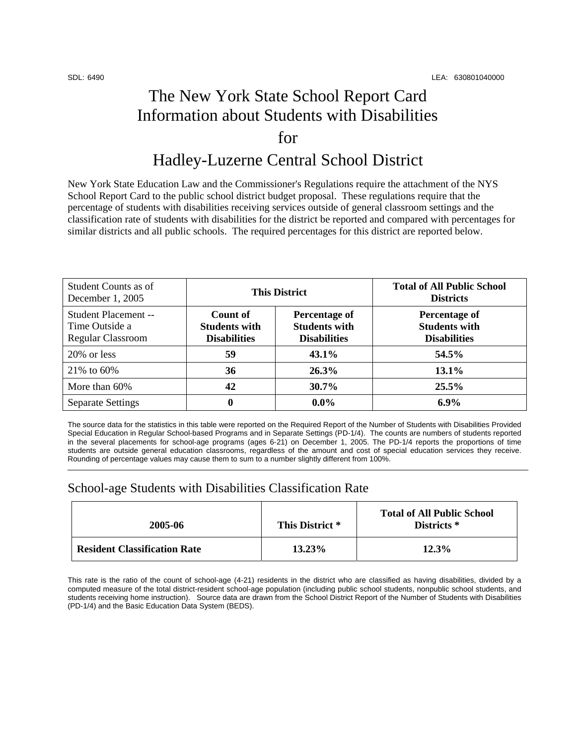SDL: 6490 LEA: 630801040000

# The New York State School Report Card Information about Students with Disabilities for Hadley-Luzerne Central School District

New York State Education Law and the Commissioner's Regulations require the attachment of the NYS School Report Card to the public school district budget proposal. These regulations require that the percentage of students with disabilities receiving services outside of general classroom settings and the classification rate of students with disabilities for the district be reported and compared with percentages for similar districts and all public schools. The required percentages for this district are reported below.

| Student Counts as of December 1, 2005 | **This District** | | **Total of All Public School Districts** |
|---|---|---|---|
| Student Placement -- Time Outside a Regular Classroom | **Count of Students with Disabilities** | **Percentage of Students with Disabilities** | **Percentage of Students with Disabilities** |
| 20% or less | **59** | **43.1%** | **54.5%** |
| 21% to 60% | **36** | **26.3%** | **13.1%** |
| More than 60% | **42** | **30.7%** | **25.5%** |
| Separate Settings | **0** | **0.0%** | **6.9%** |

The source data for the statistics in this table were reported on the Required Report of the Number of Students with Disabilities Provided Special Education in Regular School-based Programs and in Separate Settings (PD-1/4). The counts are numbers of students reported in the several placements for school-age programs (ages 6-21) on December 1, 2005. The PD-1/4 reports the proportions of time students are outside general education classrooms, regardless of the amount and cost of special education services they receive. Rounding of percentage values may cause them to sum to a number slightly different from 100%.

## School-age Students with Disabilities Classification Rate

| **2005-06** | **This District *** | **Total of All Public School Districts *** |
|---|---|---|
| **Resident Classification Rate** | **13.23%** | **12.3%** |

This rate is the ratio of the count of school-age (4-21) residents in the district who are classified as having disabilities, divided by a computed measure of the total district-resident school-age population (including public school students, nonpublic school students, and students receiving home instruction). Source data are drawn from the School District Report of the Number of Students with Disabilities (PD-1/4) and the Basic Education Data System (BEDS).